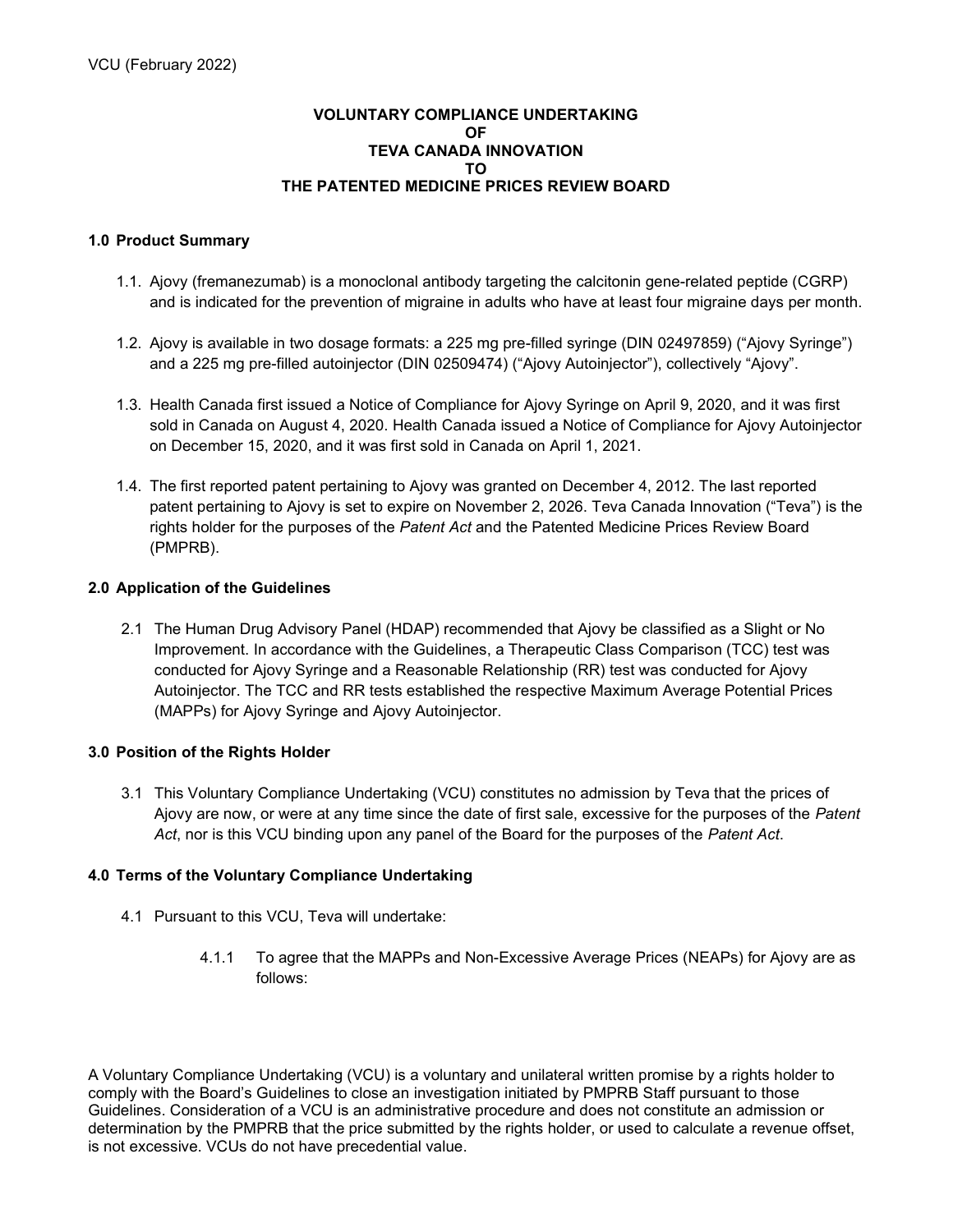VCU (February 2022)

**VOLUNTARY COMPLIANCE UNDERTAKING**
**OF**
**TEVA CANADA INNOVATION**
**TO**
**THE PATENTED MEDICINE PRICES REVIEW BOARD**

## 1.0 Product Summary

1.1. Ajovy (fremanezumab) is a monoclonal antibody targeting the calcitonin gene-related peptide (CGRP) and is indicated for the prevention of migraine in adults who have at least four migraine days per month.

1.2. Ajovy is available in two dosage formats: a 225 mg pre-filled syringe (DIN 02497859) ("Ajovy Syringe") and a 225 mg pre-filled autoinjector (DIN 02509474) ("Ajovy Autoinjector"), collectively "Ajovy".

1.3. Health Canada first issued a Notice of Compliance for Ajovy Syringe on April 9, 2020, and it was first sold in Canada on August 4, 2020. Health Canada issued a Notice of Compliance for Ajovy Autoinjector on December 15, 2020, and it was first sold in Canada on April 1, 2021.

1.4. The first reported patent pertaining to Ajovy was granted on December 4, 2012. The last reported patent pertaining to Ajovy is set to expire on November 2, 2026. Teva Canada Innovation ("Teva") is the rights holder for the purposes of the *Patent Act* and the Patented Medicine Prices Review Board (PMPRB).

## 2.0 Application of the Guidelines

2.1 The Human Drug Advisory Panel (HDAP) recommended that Ajovy be classified as a Slight or No Improvement. In accordance with the Guidelines, a Therapeutic Class Comparison (TCC) test was conducted for Ajovy Syringe and a Reasonable Relationship (RR) test was conducted for Ajovy Autoinjector. The TCC and RR tests established the respective Maximum Average Potential Prices (MAPPs) for Ajovy Syringe and Ajovy Autoinjector.

## 3.0 Position of the Rights Holder

3.1 This Voluntary Compliance Undertaking (VCU) constitutes no admission by Teva that the prices of Ajovy are now, or were at any time since the date of first sale, excessive for the purposes of the *Patent Act*, nor is this VCU binding upon any panel of the Board for the purposes of the *Patent Act*.

## 4.0 Terms of the Voluntary Compliance Undertaking

4.1 Pursuant to this VCU, Teva will undertake:

4.1.1 To agree that the MAPPs and Non-Excessive Average Prices (NEAPs) for Ajovy are as follows:

A Voluntary Compliance Undertaking (VCU) is a voluntary and unilateral written promise by a rights holder to comply with the Board's Guidelines to close an investigation initiated by PMPRB Staff pursuant to those Guidelines. Consideration of a VCU is an administrative procedure and does not constitute an admission or determination by the PMPRB that the price submitted by the rights holder, or used to calculate a revenue offset, is not excessive. VCUs do not have precedential value.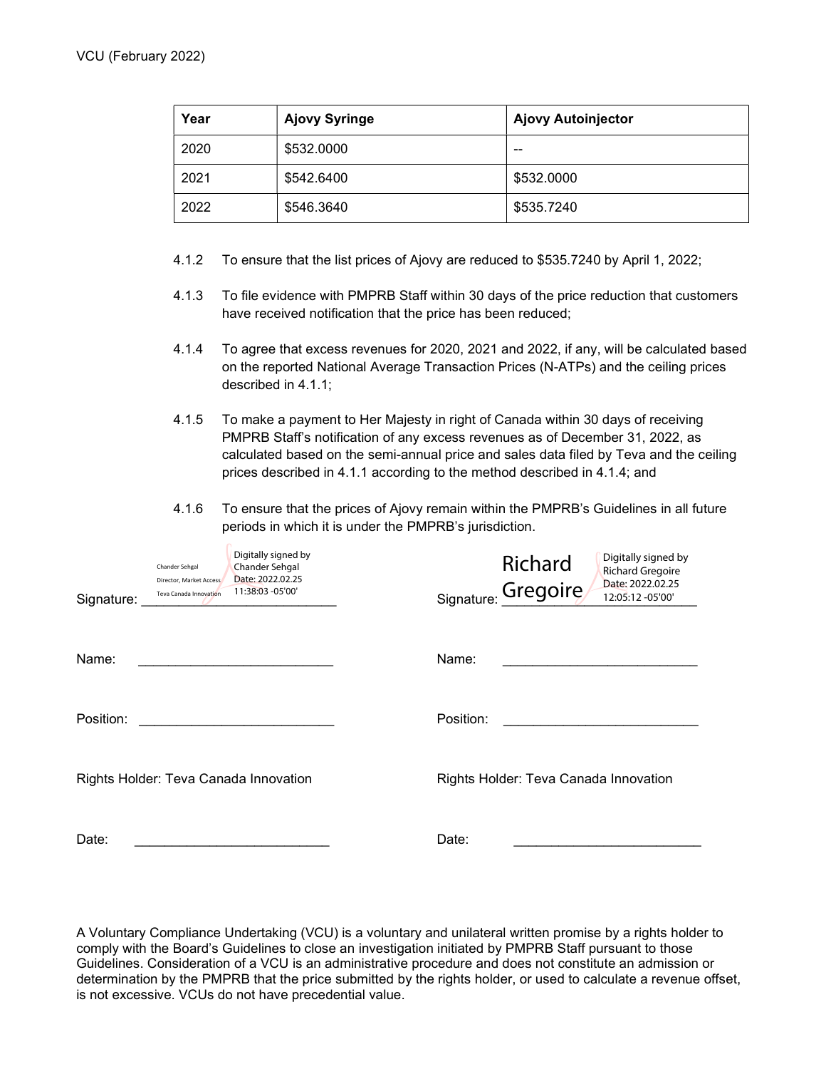| Year | Ajovy Syringe | Ajovy Autoinjector |
|---|---|---|
| 2020 | $532.0000 | -- |
| 2021 | $542.6400 | $532.0000 |
| 2022 | $546.3640 | $535.7240 |

4.1.2 To ensure that the list prices of Ajovy are reduced to $535.7240 by April 1, 2022;

4.1.3 To file evidence with PMPRB Staff within 30 days of the price reduction that customers have received notification that the price has been reduced;

4.1.4 To agree that excess revenues for 2020, 2021 and 2022, if any, will be calculated based on the reported National Average Transaction Prices (N-ATPs) and the ceiling prices described in 4.1.1;

4.1.5 To make a payment to Her Majesty in right of Canada within 30 days of receiving PMPRB Staff's notification of any excess revenues as of December 31, 2022, as calculated based on the semi-annual price and sales data filed by Teva and the ceiling prices described in 4.1.1 according to the method described in 4.1.4; and

4.1.6 To ensure that the prices of Ajovy remain within the PMPRB's Guidelines in all future periods in which it is under the PMPRB's jurisdiction.

Signature: Chander Sehgal, Director, Market Access, Teva Canada Innovation — Digitally signed by Chander Sehgal Date: 2022.02.25 11:38:03 -05'00'

Name: ______________________

Position: ______________________

Rights Holder: Teva Canada Innovation

Date: ______________________

Signature: Richard Gregoire — Digitally signed by Richard Gregoire Date: 2022.02.25 12:05:12 -05'00'

Name: ______________________

Position: ______________________

Rights Holder: Teva Canada Innovation

Date: ______________________

A Voluntary Compliance Undertaking (VCU) is a voluntary and unilateral written promise by a rights holder to comply with the Board's Guidelines to close an investigation initiated by PMPRB Staff pursuant to those Guidelines. Consideration of a VCU is an administrative procedure and does not constitute an admission or determination by the PMPRB that the price submitted by the rights holder, or used to calculate a revenue offset, is not excessive. VCUs do not have precedential value.